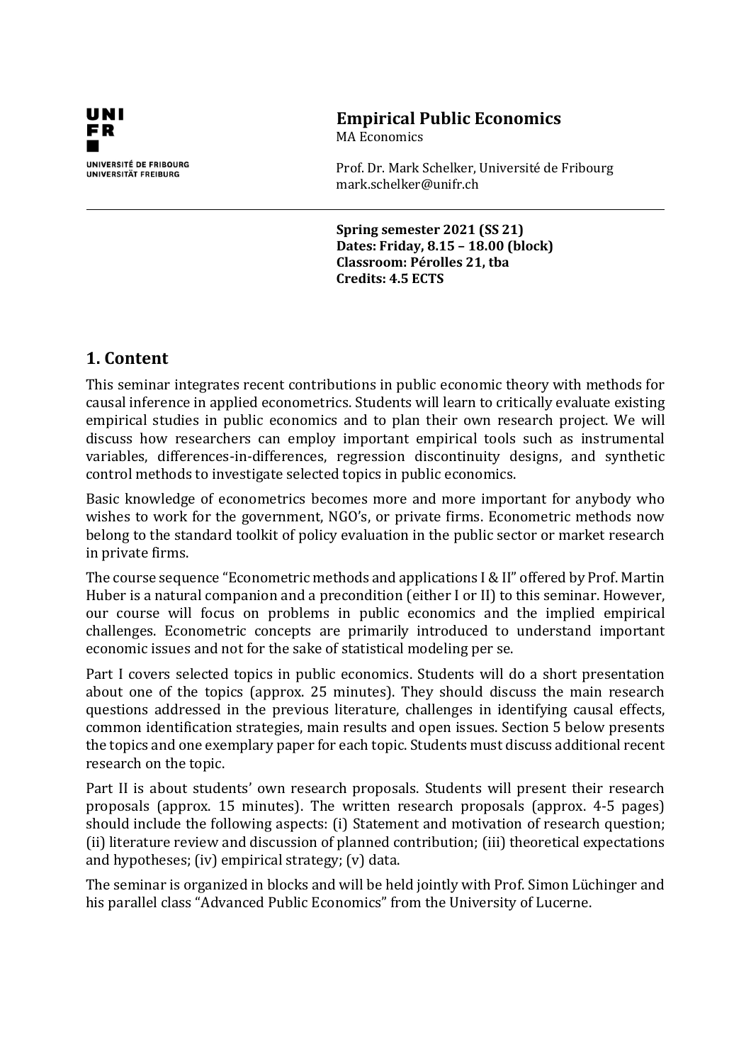UNI
FR
UNIVERSITÉ DE FRIBOURG
UNIVERSITÄT FREIBURG

# Empirical Public Economics

MA Economics

Prof. Dr. Mark Schelker, Université de Fribourg
mark.schelker@unifr.ch

---

**Spring semester 2021 (SS 21)**
**Dates: Friday, 8.15 – 18.00 (block)**
**Classroom: Pérolles 21, tba**
**Credits: 4.5 ECTS**

## 1. Content

This seminar integrates recent contributions in public economic theory with methods for causal inference in applied econometrics. Students will learn to critically evaluate existing empirical studies in public economics and to plan their own research project. We will discuss how researchers can employ important empirical tools such as instrumental variables, differences-in-differences, regression discontinuity designs, and synthetic control methods to investigate selected topics in public economics.

Basic knowledge of econometrics becomes more and more important for anybody who wishes to work for the government, NGO's, or private firms. Econometric methods now belong to the standard toolkit of policy evaluation in the public sector or market research in private firms.

The course sequence "Econometric methods and applications I & II" offered by Prof. Martin Huber is a natural companion and a precondition (either I or II) to this seminar. However, our course will focus on problems in public economics and the implied empirical challenges. Econometric concepts are primarily introduced to understand important economic issues and not for the sake of statistical modeling per se.

Part I covers selected topics in public economics. Students will do a short presentation about one of the topics (approx. 25 minutes). They should discuss the main research questions addressed in the previous literature, challenges in identifying causal effects, common identification strategies, main results and open issues. Section 5 below presents the topics and one exemplary paper for each topic. Students must discuss additional recent research on the topic.

Part II is about students' own research proposals. Students will present their research proposals (approx. 15 minutes). The written research proposals (approx. 4-5 pages) should include the following aspects: (i) Statement and motivation of research question; (ii) literature review and discussion of planned contribution; (iii) theoretical expectations and hypotheses; (iv) empirical strategy; (v) data.

The seminar is organized in blocks and will be held jointly with Prof. Simon Lüchinger and his parallel class "Advanced Public Economics" from the University of Lucerne.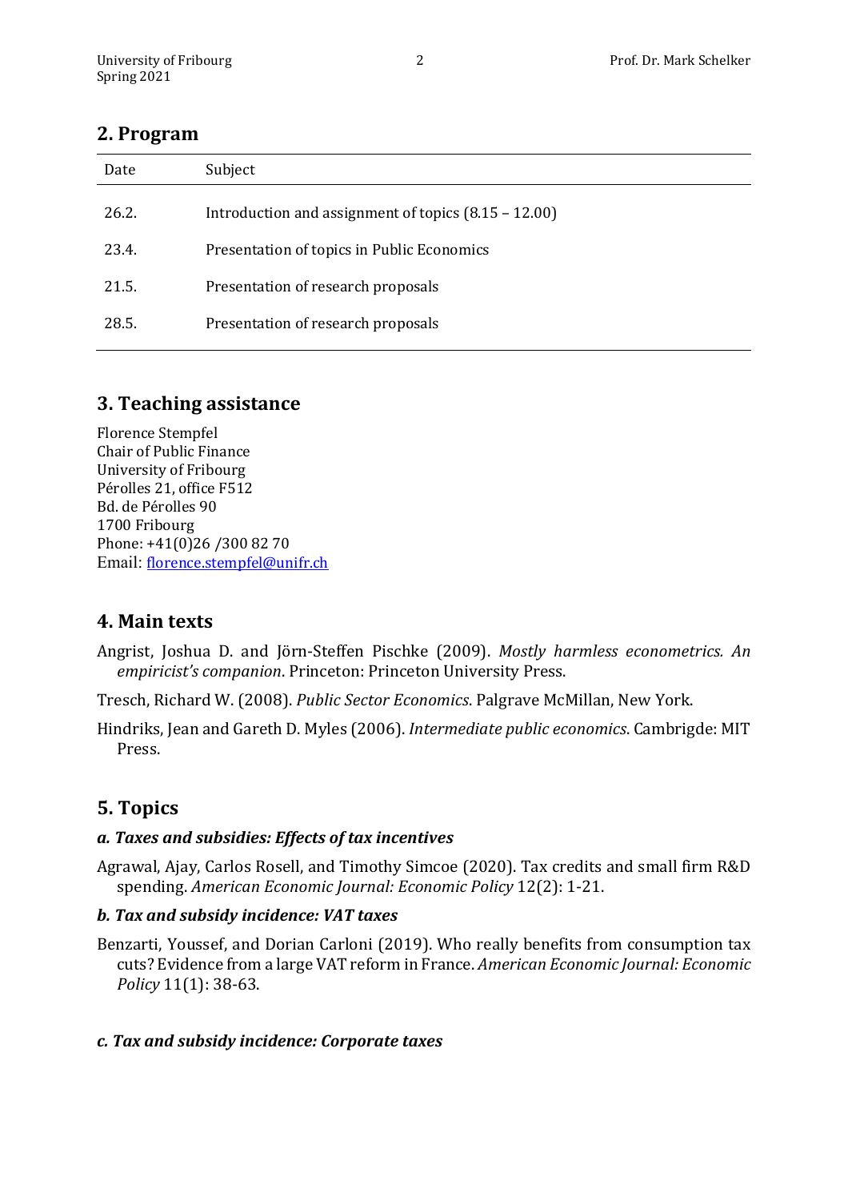## 2. Program

| Date | Subject |
|---|---|
| 26.2. | Introduction and assignment of topics (8.15 – 12.00) |
| 23.4. | Presentation of topics in Public Economics |
| 21.5. | Presentation of research proposals |
| 28.5. | Presentation of research proposals |

## 3. Teaching assistance

Florence Stempfel
Chair of Public Finance
University of Fribourg
Pérolles 21, office F512
Bd. de Pérolles 90
1700 Fribourg
Phone: +41(0)26 /300 82 70
Email: florence.stempfel@unifr.ch

## 4. Main texts

Angrist, Joshua D. and Jörn-Steffen Pischke (2009). *Mostly harmless econometrics. An empiricist's companion*. Princeton: Princeton University Press.

Tresch, Richard W. (2008). *Public Sector Economics*. Palgrave McMillan, New York.

Hindriks, Jean and Gareth D. Myles (2006). *Intermediate public economics*. Cambrigde: MIT Press.

## 5. Topics

### *a. Taxes and subsidies: Effects of tax incentives*

Agrawal, Ajay, Carlos Rosell, and Timothy Simcoe (2020). Tax credits and small firm R&D spending. *American Economic Journal: Economic Policy* 12(2): 1-21.

### *b. Tax and subsidy incidence: VAT taxes*

Benzarti, Youssef, and Dorian Carloni (2019). Who really benefits from consumption tax cuts? Evidence from a large VAT reform in France. *American Economic Journal: Economic Policy* 11(1): 38-63.

### *c. Tax and subsidy incidence: Corporate taxes*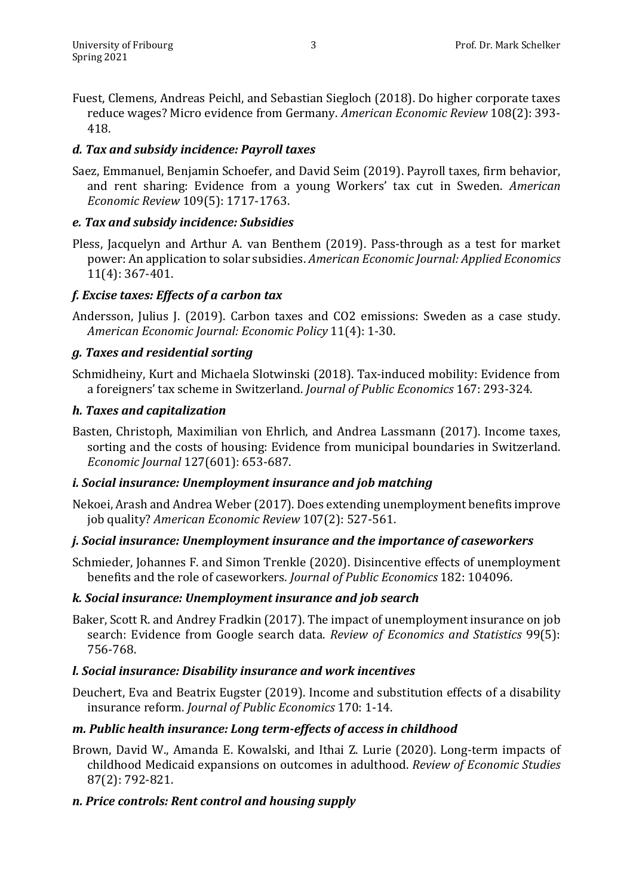Fuest, Clemens, Andreas Peichl, and Sebastian Siegloch (2018). Do higher corporate taxes reduce wages? Micro evidence from Germany. *American Economic Review* 108(2): 393-418.

### *d. Tax and subsidy incidence: Payroll taxes*

Saez, Emmanuel, Benjamin Schoefer, and David Seim (2019). Payroll taxes, firm behavior, and rent sharing: Evidence from a young Workers' tax cut in Sweden. *American Economic Review* 109(5): 1717-1763.

### *e. Tax and subsidy incidence: Subsidies*

Pless, Jacquelyn and Arthur A. van Benthem (2019). Pass-through as a test for market power: An application to solar subsidies. *American Economic Journal: Applied Economics* 11(4): 367-401.

### *f. Excise taxes: Effects of a carbon tax*

Andersson, Julius J. (2019). Carbon taxes and CO2 emissions: Sweden as a case study. *American Economic Journal: Economic Policy* 11(4): 1-30.

### *g. Taxes and residential sorting*

Schmidheiny, Kurt and Michaela Slotwinski (2018). Tax-induced mobility: Evidence from a foreigners' tax scheme in Switzerland. *Journal of Public Economics* 167: 293-324.

### *h. Taxes and capitalization*

Basten, Christoph, Maximilian von Ehrlich, and Andrea Lassmann (2017). Income taxes, sorting and the costs of housing: Evidence from municipal boundaries in Switzerland. *Economic Journal* 127(601): 653-687.

### *i. Social insurance: Unemployment insurance and job matching*

Nekoei, Arash and Andrea Weber (2017). Does extending unemployment benefits improve job quality? *American Economic Review* 107(2): 527-561.

### *j. Social insurance: Unemployment insurance and the importance of caseworkers*

Schmieder, Johannes F. and Simon Trenkle (2020). Disincentive effects of unemployment benefits and the role of caseworkers. *Journal of Public Economics* 182: 104096.

### *k. Social insurance: Unemployment insurance and job search*

Baker, Scott R. and Andrey Fradkin (2017). The impact of unemployment insurance on job search: Evidence from Google search data. *Review of Economics and Statistics* 99(5): 756-768.

### *l. Social insurance: Disability insurance and work incentives*

Deuchert, Eva and Beatrix Eugster (2019). Income and substitution effects of a disability insurance reform. *Journal of Public Economics* 170: 1-14.

### *m. Public health insurance: Long term-effects of access in childhood*

Brown, David W., Amanda E. Kowalski, and Ithai Z. Lurie (2020). Long-term impacts of childhood Medicaid expansions on outcomes in adulthood. *Review of Economic Studies* 87(2): 792-821.

### *n. Price controls: Rent control and housing supply*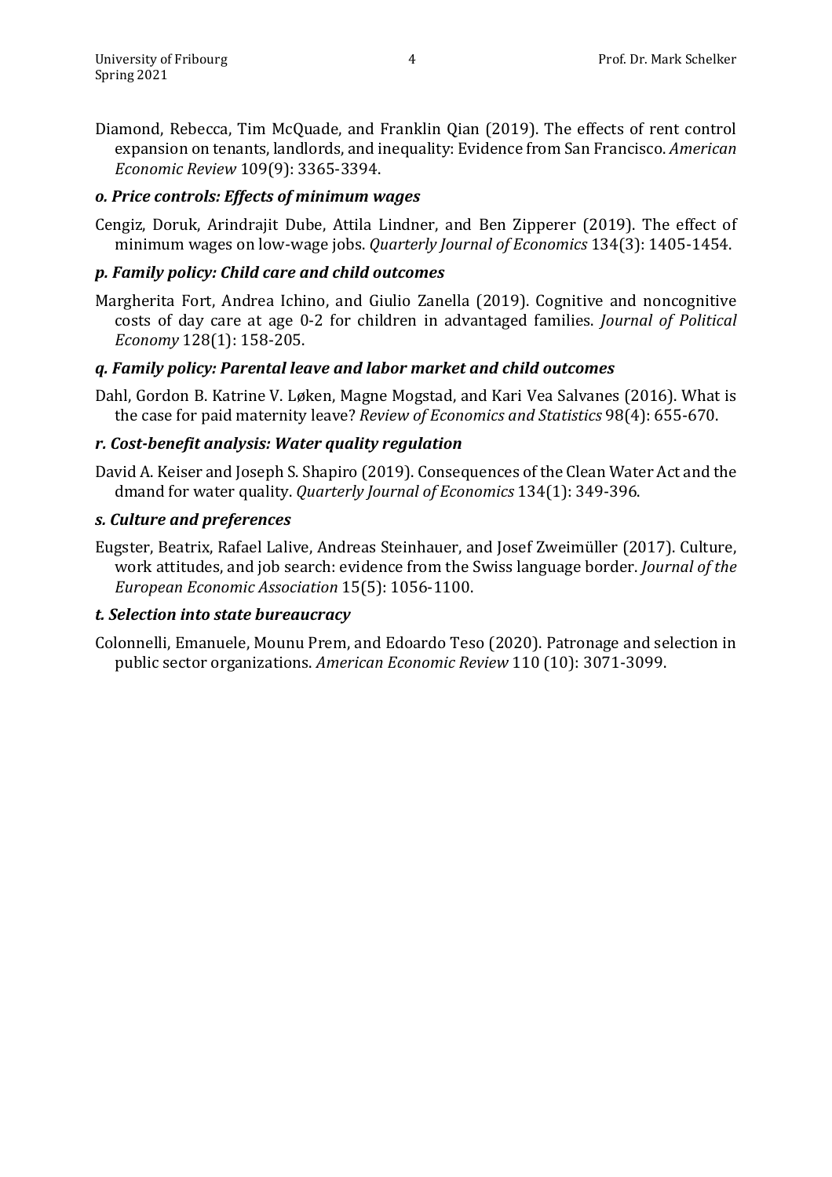Diamond, Rebecca, Tim McQuade, and Franklin Qian (2019). The effects of rent control expansion on tenants, landlords, and inequality: Evidence from San Francisco. *American Economic Review* 109(9): 3365-3394.

### *o. Price controls: Effects of minimum wages*

Cengiz, Doruk, Arindrajit Dube, Attila Lindner, and Ben Zipperer (2019). The effect of minimum wages on low-wage jobs. *Quarterly Journal of Economics* 134(3): 1405-1454.

### *p. Family policy: Child care and child outcomes*

Margherita Fort, Andrea Ichino, and Giulio Zanella (2019). Cognitive and noncognitive costs of day care at age 0-2 for children in advantaged families. *Journal of Political Economy* 128(1): 158-205.

### *q. Family policy: Parental leave and labor market and child outcomes*

Dahl, Gordon B. Katrine V. Løken, Magne Mogstad, and Kari Vea Salvanes (2016). What is the case for paid maternity leave? *Review of Economics and Statistics* 98(4): 655-670.

### *r. Cost-benefit analysis: Water quality regulation*

David A. Keiser and Joseph S. Shapiro (2019). Consequences of the Clean Water Act and the dmand for water quality. *Quarterly Journal of Economics* 134(1): 349-396.

### *s. Culture and preferences*

Eugster, Beatrix, Rafael Lalive, Andreas Steinhauer, and Josef Zweimüller (2017). Culture, work attitudes, and job search: evidence from the Swiss language border. *Journal of the European Economic Association* 15(5): 1056-1100.

### *t. Selection into state bureaucracy*

Colonnelli, Emanuele, Mounu Prem, and Edoardo Teso (2020). Patronage and selection in public sector organizations. *American Economic Review* 110 (10): 3071-3099.